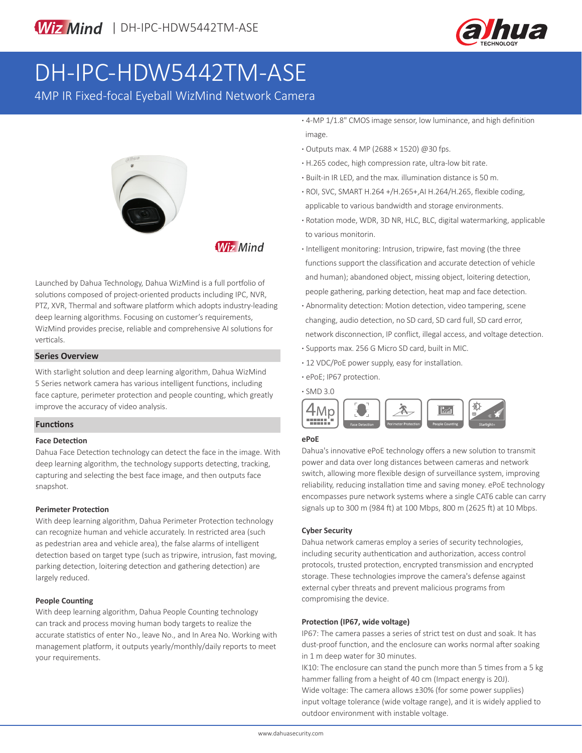# DH-IPC-HDW5442TM-ASE

## 4MP IR Fixed-focal Eyeball WizMind Network Camera

Launched by Dahua Technology, Dahua WizMind is a full portfolio of solutions composed of project-oriented products including IPC, NVR, PTZ, XVR, Thermal and software platform which adopts industry-leading deep learning algorithms. Focusing on customer's requirements, WizMind provides precise, reliable and comprehensive AI solutions for verticals.

### Series Overview

With starlight solution and deep learning algorithm, Dahua WizMind 5 Series network camera has various intelligent functions, including face capture, perimeter protection and people counting, which greatly improve the accuracy of video analysis.

### Functions

**Face Detection**

Dahua Face Detection technology can detect the face in the image. With deep learning algorithm, the technology supports detecting, tracking, capturing and selecting the best face image, and then outputs face snapshot.

**Perimeter Protection**

With deep learning algorithm, Dahua Perimeter Protection technology can recognize human and vehicle accurately. In restricted area (such as pedestrian area and vehicle area), the false alarms of intelligent detection based on target type (such as tripwire, intrusion, fast moving, parking detection, loitering detection and gathering detection) are largely reduced.

**People Counting**

With deep learning algorithm, Dahua People Counting technology can track and process moving human body targets to realize the accurate statistics of enter No., leave No., and In Area No. Working with management platform, it outputs yearly/monthly/daily reports to meet your requirements.

- 4-MP 1/1.8" CMOS image sensor, low luminance, and high definition image.
- Outputs max. 4 MP (2688 × 1520) @30 fps.
- H.265 codec, high compression rate, ultra-low bit rate.
- Built-in IR LED, and the max. illumination distance is 50 m.
- ROI, SVC, SMART H.264 +/H.265+,AI H.264/H.265, flexible coding, applicable to various bandwidth and storage environments.
- Rotation mode, WDR, 3D NR, HLC, BLC, digital watermarking, applicable to various monitorin.
- Intelligent monitoring: Intrusion, tripwire, fast moving (the three functions support the classification and accurate detection of vehicle and human); abandoned object, missing object, loitering detection, people gathering, parking detection, heat map and face detection.
- Abnormality detection: Motion detection, video tampering, scene changing, audio detection, no SD card, SD card full, SD card error, network disconnection, IP conflict, illegal access, and voltage detection.
- Supports max. 256 G Micro SD card, built in MIC.
- 12 VDC/PoE power supply, easy for installation.
- ePoE; IP67 protection.
- SMD 3.0

4MP | Face Detection | Perimeter Protection | People Counting | Starlight+

**ePoE**

Dahua's innovative ePoE technology offers a new solution to transmit power and data over long distances between cameras and network switch, allowing more flexible design of surveillance system, improving reliability, reducing installation time and saving money. ePoE technology encompasses pure network systems where a single CAT6 cable can carry signals up to 300 m (984 ft) at 100 Mbps, 800 m (2625 ft) at 10 Mbps.

**Cyber Security**

Dahua network cameras employ a series of security technologies, including security authentication and authorization, access control protocols, trusted protection, encrypted transmission and encrypted storage. These technologies improve the camera's defense against external cyber threats and prevent malicious programs from compromising the device.

**Protection (IP67, wide voltage)**

IP67: The camera passes a series of strict test on dust and soak. It has dust-proof function, and the enclosure can works normal after soaking in 1 m deep water for 30 minutes.

IK10: The enclosure can stand the punch more than 5 times from a 5 kg hammer falling from a height of 40 cm (Impact energy is 20J).

Wide voltage: The camera allows ±30% (for some power supplies) input voltage tolerance (wide voltage range), and it is widely applied to outdoor environment with instable voltage.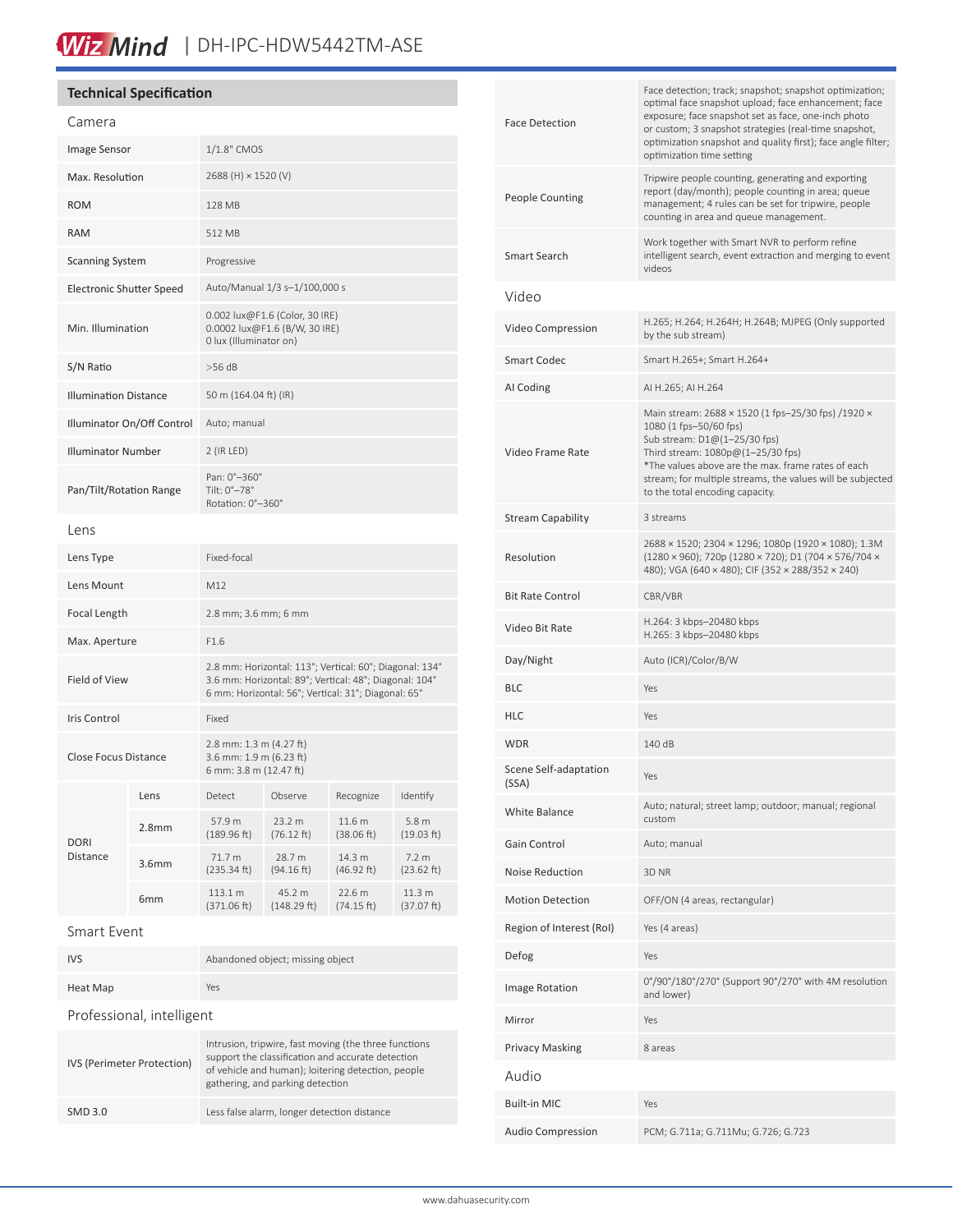## Technical Specification

### Camera

| | |
|---|---|
| Image Sensor | 1/1.8" CMOS |
| Max. Resolution | 2688 (H) × 1520 (V) |
| ROM | 128 MB |
| RAM | 512 MB |
| Scanning System | Progressive |
| Electronic Shutter Speed | Auto/Manual 1/3 s–1/100,000 s |
| Min. Illumination | 0.002 lux@F1.6 (Color, 30 IRE)<br>0.0002 lux@F1.6 (B/W, 30 IRE)<br>0 lux (Illuminator on) |
| S/N Ratio | >56 dB |
| Illumination Distance | 50 m (164.04 ft) (IR) |
| Illuminator On/Off Control | Auto; manual |
| Illuminator Number | 2 (IR LED) |
| Pan/Tilt/Rotation Range | Pan: 0°–360°<br>Tilt: 0°–78°<br>Rotation: 0°–360° |

### Lens

| | |
|---|---|
| Lens Type | Fixed-focal |
| Lens Mount | M12 |
| Focal Length | 2.8 mm; 3.6 mm; 6 mm |
| Max. Aperture | F1.6 |
| Field of View | 2.8 mm: Horizontal: 113°; Vertical: 60°; Diagonal: 134°<br>3.6 mm: Horizontal: 89°; Vertical: 48°; Diagonal: 104°<br>6 mm: Horizontal: 56°; Vertical: 31°; Diagonal: 65° |
| Iris Control | Fixed |
| Close Focus Distance | 2.8 mm: 1.3 m (4.27 ft)<br>3.6 mm: 1.9 m (6.23 ft)<br>6 mm: 3.8 m (12.47 ft) |

| DORI Distance | Lens | Detect | Observe | Recognize | Identify |
|---|---|---|---|---|---|
| | 2.8mm | 57.9 m (189.96 ft) | 23.2 m (76.12 ft) | 11.6 m (38.06 ft) | 5.8 m (19.03 ft) |
| | 3.6mm | 71.7 m (235.34 ft) | 28.7 m (94.16 ft) | 14.3 m (46.92 ft) | 7.2 m (23.62 ft) |
| | 6mm | 113.1 m (371.06 ft) | 45.2 m (148.29 ft) | 22.6 m (74.15 ft) | 11.3 m (37.07 ft) |

### Smart Event

| | |
|---|---|
| IVS | Abandoned object; missing object |
| Heat Map | Yes |

### Professional, intelligent

| | |
|---|---|
| IVS (Perimeter Protection) | Intrusion, tripwire, fast moving (the three functions support the classification and accurate detection of vehicle and human); loitering detection, people gathering, and parking detection |
| SMD 3.0 | Less false alarm, longer detection distance |
| Face Detection | Face detection; track; snapshot; snapshot optimization; optimal face snapshot upload; face enhancement; face exposure; face snapshot set as face, one-inch photo or custom; 3 snapshot strategies (real-time snapshot, optimization snapshot and quality first); face angle filter; optimization time setting |
| People Counting | Tripwire people counting, generating and exporting report (day/month); people counting in area; queue management; 4 rules can be set for tripwire, people counting in area and queue management. |
| Smart Search | Work together with Smart NVR to perform refine intelligent search, event extraction and merging to event videos |

### Video

| | |
|---|---|
| Video Compression | H.265; H.264; H.264H; H.264B; MJPEG (Only supported by the sub stream) |
| Smart Codec | Smart H.265+; Smart H.264+ |
| AI Coding | AI H.265; AI H.264 |
| Video Frame Rate | Main stream: 2688 × 1520 (1 fps–25/30 fps) /1920 × 1080) (1 fps–50/60 fps)<br>Sub stream: D1@(1–25/30 fps)<br>Third stream: 1080p@(1–25/30 fps)<br>*The values above are the max. frame rates of each stream; for multiple streams, the values will be subjected to the total encoding capacity. |
| Stream Capability | 3 streams |
| Resolution | 2688 × 1520; 2304 × 1296; 1080p (1920 × 1080); 1.3M (1280 × 960); 720p (1280 × 720); D1 (704 × 576/704 × 480); VGA (640 × 480); CIF (352 × 288/352 × 240) |
| Bit Rate Control | CBR/VBR |
| Video Bit Rate | H.264: 3 kbps–20480 kbps<br>H.265: 3 kbps–20480 kbps |
| Day/Night | Auto (ICR)/Color/B/W |
| BLC | Yes |
| HLC | Yes |
| WDR | 140 dB |
| Scene Self-adaptation (SSA) | Yes |
| White Balance | Auto; natural; street lamp; outdoor; manual; regional custom |
| Gain Control | Auto; manual |
| Noise Reduction | 3D NR |
| Motion Detection | OFF/ON (4 areas, rectangular) |
| Region of Interest (RoI) | Yes (4 areas) |
| Defog | Yes |
| Image Rotation | 0°/90°/180°/270° (Support 90°/270° with 4M resolution and lower) |
| Mirror | Yes |
| Privacy Masking | 8 areas |

### Audio

| | |
|---|---|
| Built-in MIC | Yes |
| Audio Compression | PCM; G.711a; G.711Mu; G.726; G.723 |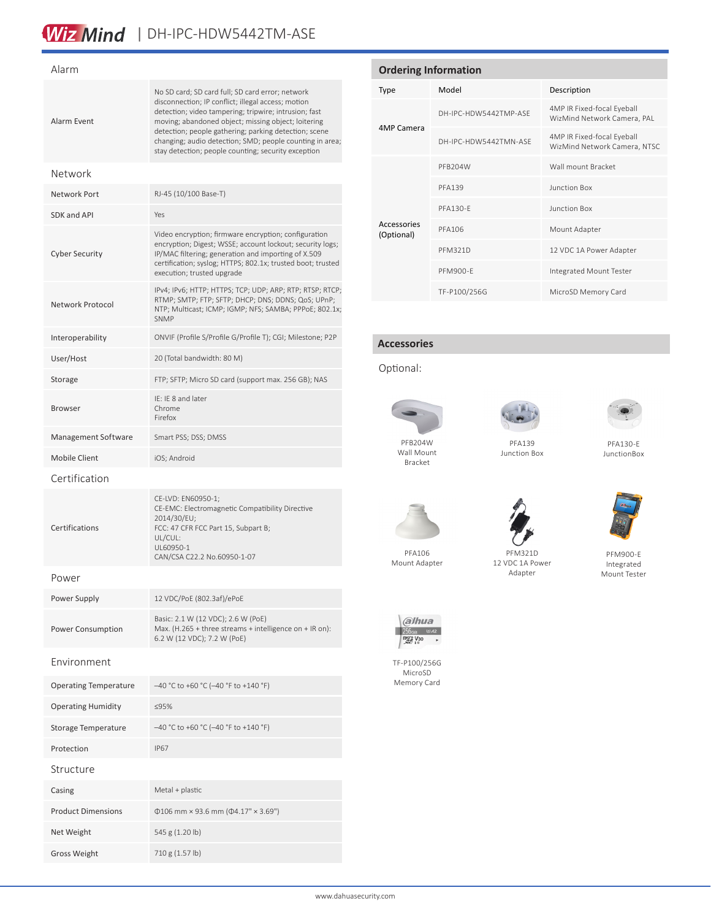## Alarm

| | |
|---|---|
| Alarm Event | No SD card; SD card full; SD card error; network disconnection; IP conflict; illegal access; motion detection; video tampering; tripwire; intrusion; fast moving; abandoned object; missing object; loitering detection; people gathering; parking detection; scene changing; audio detection; SMD; people counting in area; stay detection; people counting; security exception |

## Network

| | |
|---|---|
| Network Port | RJ-45 (10/100 Base-T) |
| SDK and API | Yes |
| Cyber Security | Video encryption; firmware encryption; configuration encryption; Digest; WSSE; account lockout; security logs; IP/MAC filtering; generation and importing of X.509 certification; syslog; HTTPS; 802.1x; trusted boot; trusted execution; trusted upgrade |
| Network Protocol | IPv4; IPv6; HTTP; HTTPS; TCP; UDP; ARP; RTP; RTSP; RTCP; RTMP; SMTP; FTP; SFTP; DHCP; DNS; DDNS; QoS; UPnP; NTP; Multicast; ICMP; IGMP; NFS; SAMBA; PPPoE; 802.1x; SNMP |
| Interoperability | ONVIF (Profile S/Profile G/Profile T); CGI; Milestone; P2P |
| User/Host | 20 (Total bandwidth: 80 M) |
| Storage | FTP; SFTP; Micro SD card (support max. 256 GB); NAS |
| Browser | IE: IE 8 and later<br>Chrome<br>Firefox |
| Management Software | Smart PSS; DSS; DMSS |
| Mobile Client | iOS; Android |

## Certification

| | |
|---|---|
| Certifications | CE-LVD: EN60950-1;<br>CE-EMC: Electromagnetic Compatibility Directive 2014/30/EU;<br>FCC: 47 CFR FCC Part 15, Subpart B;<br>UL/CUL:<br>UL60950-1<br>CAN/CSA C22.2 No.60950-1-07 |

## Power

| | |
|---|---|
| Power Supply | 12 VDC/PoE (802.3af)/ePoE |
| Power Consumption | Basic: 2.1 W (12 VDC); 2.6 W (PoE)<br>Max. (H.265 + three streams + intelligence on + IR on): 6.2 W (12 VDC); 7.2 W (PoE) |

## Environment

| | |
|---|---|
| Operating Temperature | –40 °C to +60 °C (–40 °F to +140 °F) |
| Operating Humidity | ≤95% |
| Storage Temperature | –40 °C to +60 °C (–40 °F to +140 °F) |
| Protection | IP67 |

## Structure

| | |
|---|---|
| Casing | Metal + plastic |
| Product Dimensions | Φ106 mm × 93.6 mm (Φ4.17" × 3.69") |
| Net Weight | 545 g (1.20 lb) |
| Gross Weight | 710 g (1.57 lb) |

## Ordering Information

| Type | Model | Description |
|---|---|---|
| 4MP Camera | DH-IPC-HDW5442TMP-ASE | 4MP IR Fixed-focal Eyeball WizMind Network Camera, PAL |
| | DH-IPC-HDW5442TMN-ASE | 4MP IR Fixed-focal Eyeball WizMind Network Camera, NTSC |
| Accessories (Optional) | PFB204W | Wall mount Bracket |
| | PFA139 | Junction Box |
| | PFA130-E | Junction Box |
| | PFA106 | Mount Adapter |
| | PFM321D | 12 VDC 1A Power Adapter |
| | PFM900-E | Integrated Mount Tester |
| | TF-P100/256G | MicroSD Memory Card |

## Accessories

Optional:

PFB204W Wall Mount Bracket

PFA139 Junction Box

PFA130-E JunctionBox

PFA106 Mount Adapter

PFM321D 12 VDC 1A Power Adapter

PFM900-E Integrated Mount Tester

TF-P100/256G MicroSD Memory Card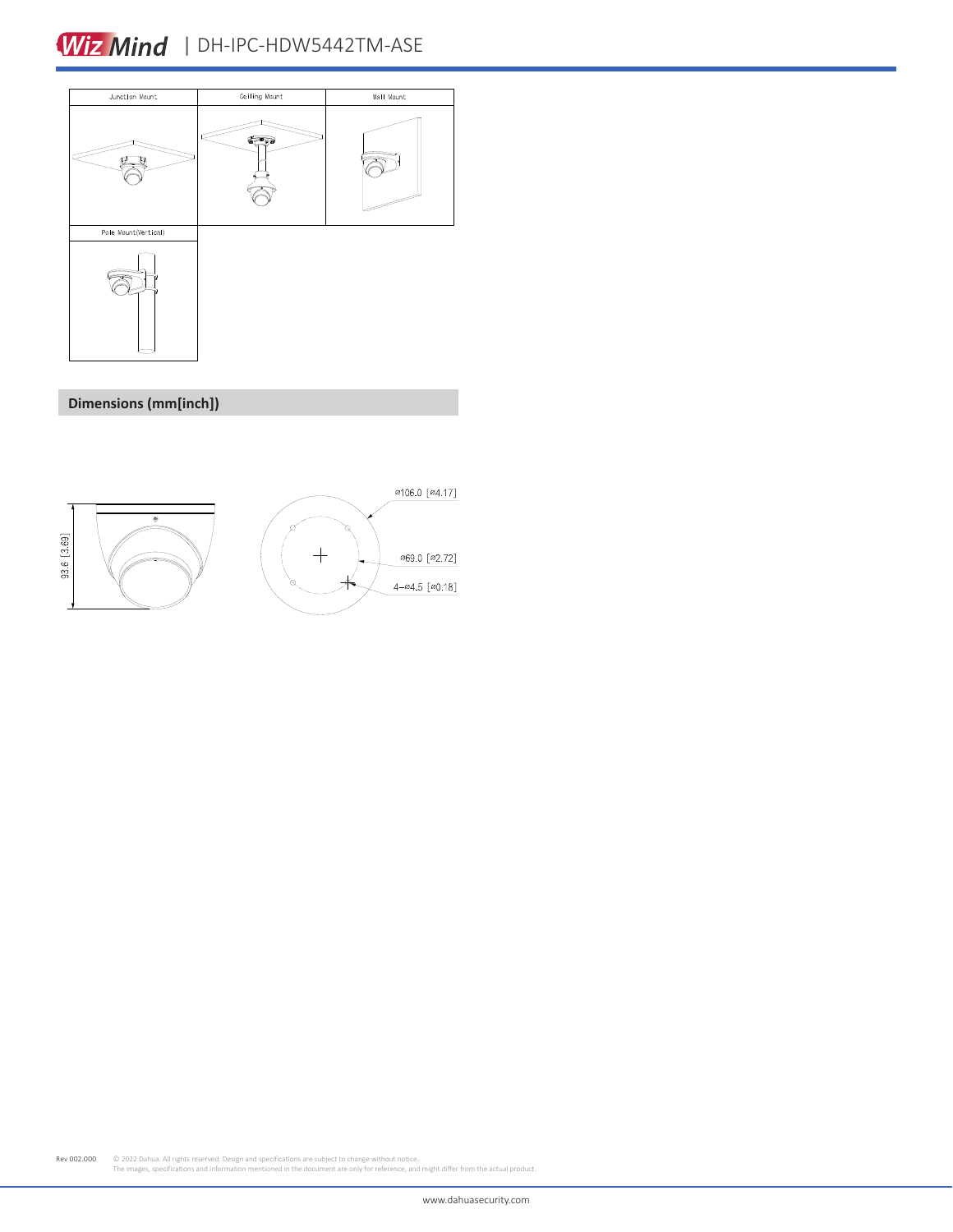| Junction Mount | Ceiling Mount | Wall Mount |
| --- | --- | --- |
| | | |
| Pole Mount(Vertical) | | |
| | | |

## Dimensions (mm[inch])

93.6 [3.69]

⌀106.0 [⌀4.17]

⌀69.0 [⌀2.72]

4–⌀4.5 [⌀0.18]

Rev 002.000 © 2022 Dahua. All rights reserved. Design and specifications are subject to change without notice.
The images, specifications and information mentioned in the document are only for reference, and might differ from the actual product.

www.dahuasecurity.com